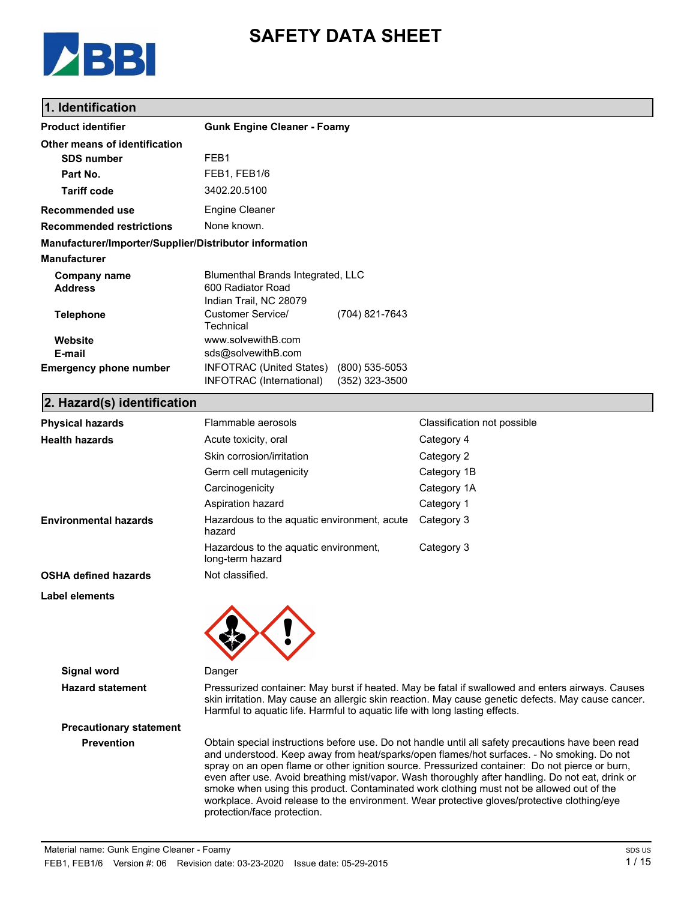# SAFETY DATA SHEET

## 1. Identification

| | |
|---|---|
| **Product identifier** | **Gunk Engine Cleaner - Foamy** |
| **Other means of identification** | |
| **SDS number** | FEB1 |
| **Part No.** | FEB1, FEB1/6 |
| **Tariff code** | 3402.20.5100 |
| **Recommended use** | Engine Cleaner |
| **Recommended restrictions** | None known. |

**Manufacturer/Importer/Supplier/Distributor information**

**Manufacturer**

| | | |
|---|---|---|
| **Company name** | Blumenthal Brands Integrated, LLC | |
| **Address** | 600 Radiator Road<br>Indian Trail, NC 28079 | |
| **Telephone** | Customer Service/ Technical | (704) 821-7643 |
| **Website** | www.solvewithB.com | |
| **E-mail** | sds@solvewithB.com | |
| **Emergency phone number** | INFOTRAC (United States) | (800) 535-5053 |
| | INFOTRAC (International) | (352) 323-3500 |

## 2. Hazard(s) identification

| | | |
|---|---|---|
| **Physical hazards** | Flammable aerosols | Classification not possible |
| **Health hazards** | Acute toxicity, oral | Category 4 |
| | Skin corrosion/irritation | Category 2 |
| | Germ cell mutagenicity | Category 1B |
| | Carcinogenicity | Category 1A |
| | Aspiration hazard | Category 1 |
| **Environmental hazards** | Hazardous to the aquatic environment, acute hazard | Category 3 |
| | Hazardous to the aquatic environment, long-term hazard | Category 3 |
| **OSHA defined hazards** | Not classified. | |

**Label elements**

**Signal word** Danger

**Hazard statement** Pressurized container: May burst if heated. May be fatal if swallowed and enters airways. Causes skin irritation. May cause an allergic skin reaction. May cause genetic defects. May cause cancer. Harmful to aquatic life. Harmful to aquatic life with long lasting effects.

**Precautionary statement**

**Prevention** Obtain special instructions before use. Do not handle until all safety precautions have been read and understood. Keep away from heat/sparks/open flames/hot surfaces. - No smoking. Do not spray on an open flame or other ignition source. Pressurized container: Do not pierce or burn, even after use. Avoid breathing mist/vapor. Wash thoroughly after handling. Do not eat, drink or smoke when using this product. Contaminated work clothing must not be allowed out of the workplace. Avoid release to the environment. Wear protective gloves/protective clothing/eye protection/face protection.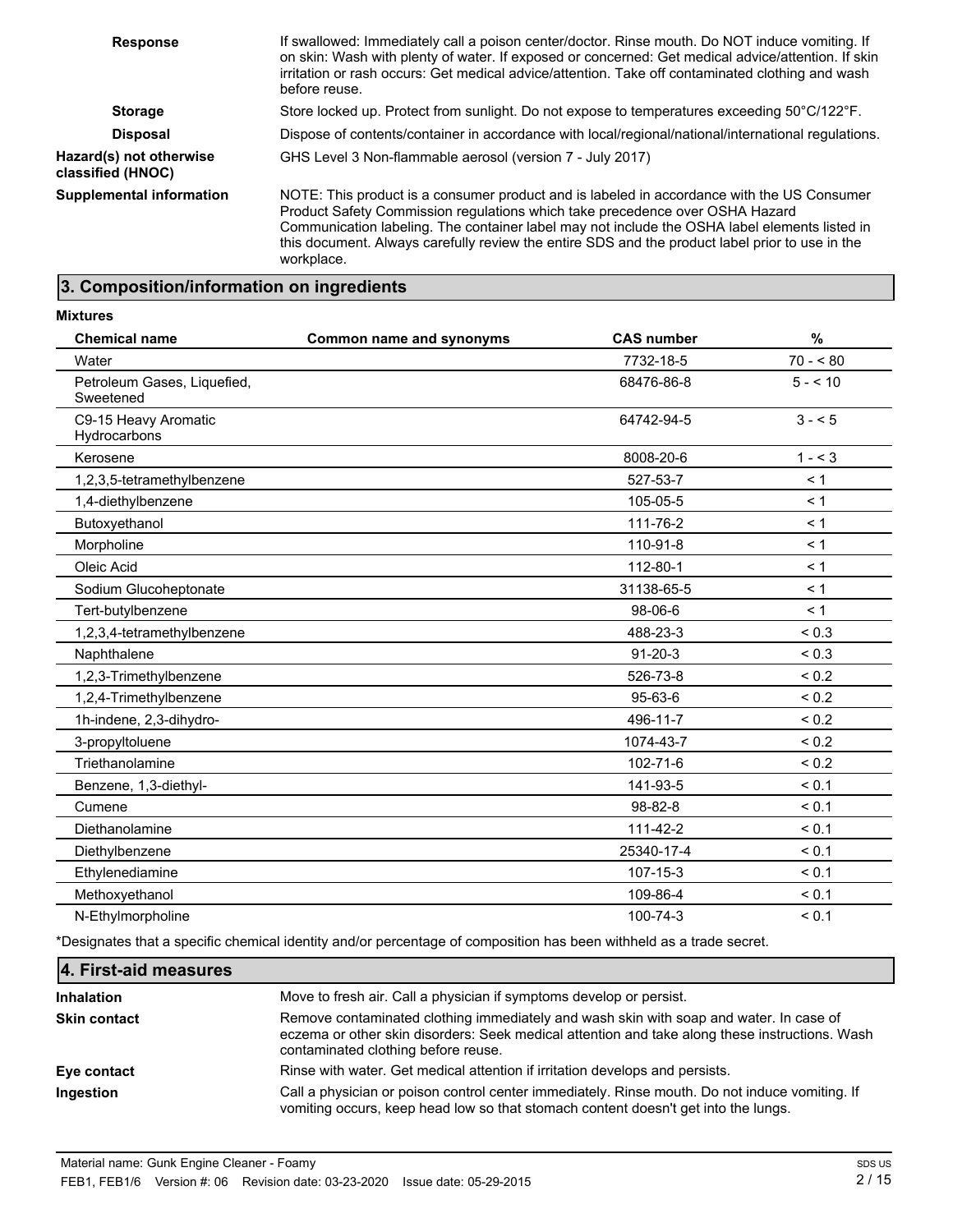| | |
|---|---|
| **Response** | If swallowed: Immediately call a poison center/doctor. Rinse mouth. Do NOT induce vomiting. If on skin: Wash with plenty of water. If exposed or concerned: Get medical advice/attention. If skin irritation or rash occurs: Get medical advice/attention. Take off contaminated clothing and wash before reuse. |
| **Storage** | Store locked up. Protect from sunlight. Do not expose to temperatures exceeding 50°C/122°F. |
| **Disposal** | Dispose of contents/container in accordance with local/regional/national/international regulations. |
| **Hazard(s) not otherwise classified (HNOC)** | GHS Level 3 Non-flammable aerosol (version 7 - July 2017) |
| **Supplemental information** | NOTE: This product is a consumer product and is labeled in accordance with the US Consumer Product Safety Commission regulations which take precedence over OSHA Hazard Communication labeling. The container label may not include the OSHA label elements listed in this document. Always carefully review the entire SDS and the product label prior to use in the workplace. |

## 3. Composition/information on ingredients

**Mixtures**

| Chemical name | Common name and synonyms | CAS number | % |
|---|---|---|---|
| Water | | 7732-18-5 | 70 - < 80 |
| Petroleum Gases, Liquefied, Sweetened | | 68476-86-8 | 5 - < 10 |
| C9-15 Heavy Aromatic Hydrocarbons | | 64742-94-5 | 3 - < 5 |
| Kerosene | | 8008-20-6 | 1 - < 3 |
| 1,2,3,5-tetramethylbenzene | | 527-53-7 | < 1 |
| 1,4-diethylbenzene | | 105-05-5 | < 1 |
| Butoxyethanol | | 111-76-2 | < 1 |
| Morpholine | | 110-91-8 | < 1 |
| Oleic Acid | | 112-80-1 | < 1 |
| Sodium Glucoheptonate | | 31138-65-5 | < 1 |
| Tert-butylbenzene | | 98-06-6 | < 1 |
| 1,2,3,4-tetramethylbenzene | | 488-23-3 | < 0.3 |
| Naphthalene | | 91-20-3 | < 0.3 |
| 1,2,3-Trimethylbenzene | | 526-73-8 | < 0.2 |
| 1,2,4-Trimethylbenzene | | 95-63-6 | < 0.2 |
| 1h-indene, 2,3-dihydro- | | 496-11-7 | < 0.2 |
| 3-propyltoluene | | 1074-43-7 | < 0.2 |
| Triethanolamine | | 102-71-6 | < 0.2 |
| Benzene, 1,3-diethyl- | | 141-93-5 | < 0.1 |
| Cumene | | 98-82-8 | < 0.1 |
| Diethanolamine | | 111-42-2 | < 0.1 |
| Diethylbenzene | | 25340-17-4 | < 0.1 |
| Ethylenediamine | | 107-15-3 | < 0.1 |
| Methoxyethanol | | 109-86-4 | < 0.1 |
| N-Ethylmorpholine | | 100-74-3 | < 0.1 |

*Designates that a specific chemical identity and/or percentage of composition has been withheld as a trade secret.

## 4. First-aid measures

| | |
|---|---|
| **Inhalation** | Move to fresh air. Call a physician if symptoms develop or persist. |
| **Skin contact** | Remove contaminated clothing immediately and wash skin with soap and water. In case of eczema or other skin disorders: Seek medical attention and take along these instructions. Wash contaminated clothing before reuse. |
| **Eye contact** | Rinse with water. Get medical attention if irritation develops and persists. |
| **Ingestion** | Call a physician or poison control center immediately. Rinse mouth. Do not induce vomiting. If vomiting occurs, keep head low so that stomach content doesn't get into the lungs. |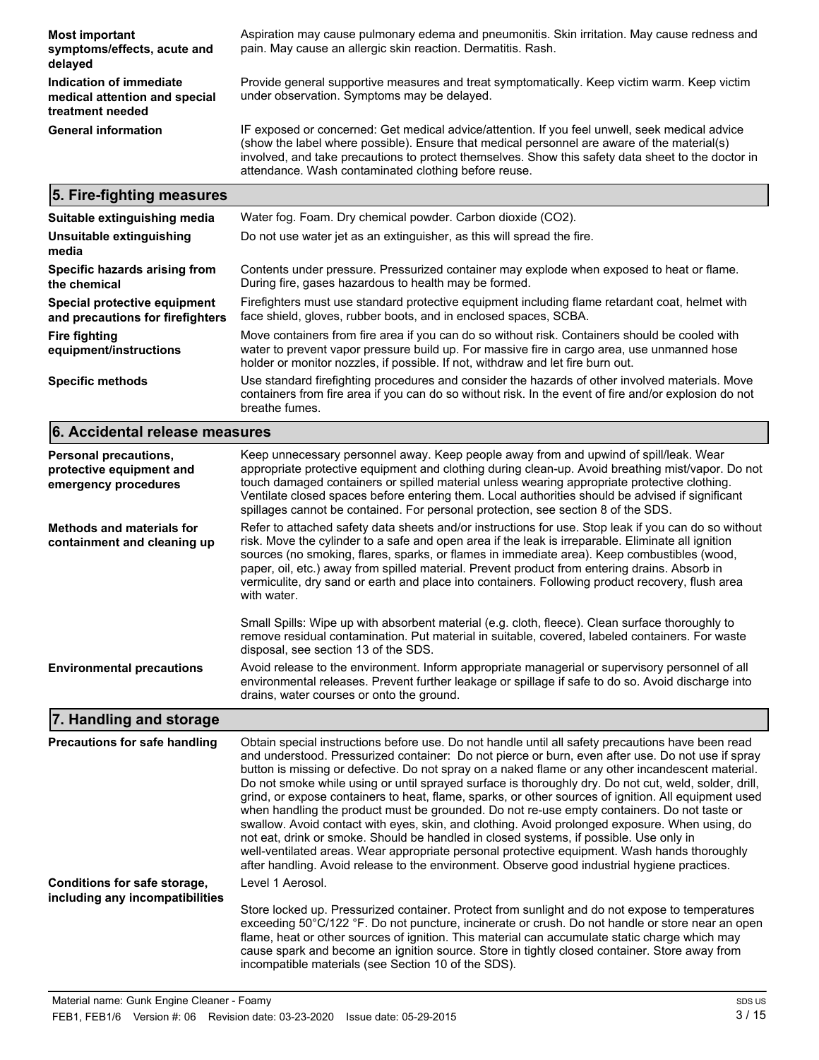| | |
|---|---|
| **Most important symptoms/effects, acute and delayed** | Aspiration may cause pulmonary edema and pneumonitis. Skin irritation. May cause redness and pain. May cause an allergic skin reaction. Dermatitis. Rash. |
| **Indication of immediate medical attention and special treatment needed** | Provide general supportive measures and treat symptomatically. Keep victim warm. Keep victim under observation. Symptoms may be delayed. |
| **General information** | IF exposed or concerned: Get medical advice/attention. If you feel unwell, seek medical advice (show the label where possible). Ensure that medical personnel are aware of the material(s) involved, and take precautions to protect themselves. Show this safety data sheet to the doctor in attendance. Wash contaminated clothing before reuse. |

## 5. Fire-fighting measures

| | |
|---|---|
| **Suitable extinguishing media** | Water fog. Foam. Dry chemical powder. Carbon dioxide ($CO_2$). |
| **Unsuitable extinguishing media** | Do not use water jet as an extinguisher, as this will spread the fire. |
| **Specific hazards arising from the chemical** | Contents under pressure. Pressurized container may explode when exposed to heat or flame. During fire, gases hazardous to health may be formed. |
| **Special protective equipment and precautions for firefighters** | Firefighters must use standard protective equipment including flame retardant coat, helmet with face shield, gloves, rubber boots, and in enclosed spaces, SCBA. |
| **Fire fighting equipment/instructions** | Move containers from fire area if you can do so without risk. Containers should be cooled with water to prevent vapor pressure build up. For massive fire in cargo area, use unmanned hose holder or monitor nozzles, if possible. If not, withdraw and let fire burn out. |
| **Specific methods** | Use standard firefighting procedures and consider the hazards of other involved materials. Move containers from fire area if you can do so without risk. In the event of fire and/or explosion do not breathe fumes. |

## 6. Accidental release measures

| | |
|---|---|
| **Personal precautions, protective equipment and emergency procedures** | Keep unnecessary personnel away. Keep people away from and upwind of spill/leak. Wear appropriate protective equipment and clothing during clean-up. Avoid breathing mist/vapor. Do not touch damaged containers or spilled material unless wearing appropriate protective clothing. Ventilate closed spaces before entering them. Local authorities should be advised if significant spillages cannot be contained. For personal protection, see section 8 of the SDS. |
| **Methods and materials for containment and cleaning up** | Refer to attached safety data sheets and/or instructions for use. Stop leak if you can do so without risk. Move the cylinder to a safe and open area if the leak is irreparable. Eliminate all ignition sources (no smoking, flares, sparks, or flames in immediate area). Keep combustibles (wood, paper, oil, etc.) away from spilled material. Prevent product from entering drains. Absorb in vermiculite, dry sand or earth and place into containers. Following product recovery, flush area with water.<br><br>Small Spills: Wipe up with absorbent material (e.g. cloth, fleece). Clean surface thoroughly to remove residual contamination. Put material in suitable, covered, labeled containers. For waste disposal, see section 13 of the SDS. |
| **Environmental precautions** | Avoid release to the environment. Inform appropriate managerial or supervisory personnel of all environmental releases. Prevent further leakage or spillage if safe to do so. Avoid discharge into drains, water courses or onto the ground. |

## 7. Handling and storage

| | |
|---|---|
| **Precautions for safe handling** | Obtain special instructions before use. Do not handle until all safety precautions have been read and understood. Pressurized container: Do not pierce or burn, even after use. Do not use if spray button is missing or defective. Do not spray on a naked flame or any other incandescent material. Do not smoke while using or until sprayed surface is thoroughly dry. Do not cut, weld, solder, drill, grind, or expose containers to heat, flame, sparks, or other sources of ignition. All equipment used when handling the product must be grounded. Do not re-use empty containers. Do not taste or swallow. Avoid contact with eyes, skin, and clothing. Avoid prolonged exposure. When using, do not eat, drink or smoke. Should be handled in closed systems, if possible. Use only in well-ventilated areas. Wear appropriate personal protective equipment. Wash hands thoroughly after handling. Avoid release to the environment. Observe good industrial hygiene practices. |
| **Conditions for safe storage, including any incompatibilities** | Level 1 Aerosol.<br><br>Store locked up. Pressurized container. Protect from sunlight and do not expose to temperatures exceeding 50°C/122 °F. Do not puncture, incinerate or crush. Do not handle or store near an open flame, heat or other sources of ignition. This material can accumulate static charge which may cause spark and become an ignition source. Store in tightly closed container. Store away from incompatible materials (see Section 10 of the SDS). |

Material name: Gunk Engine Cleaner - Foamy
FEB1, FEB1/6 Version #: 06 Revision date: 03-23-2020 Issue date: 05-29-2015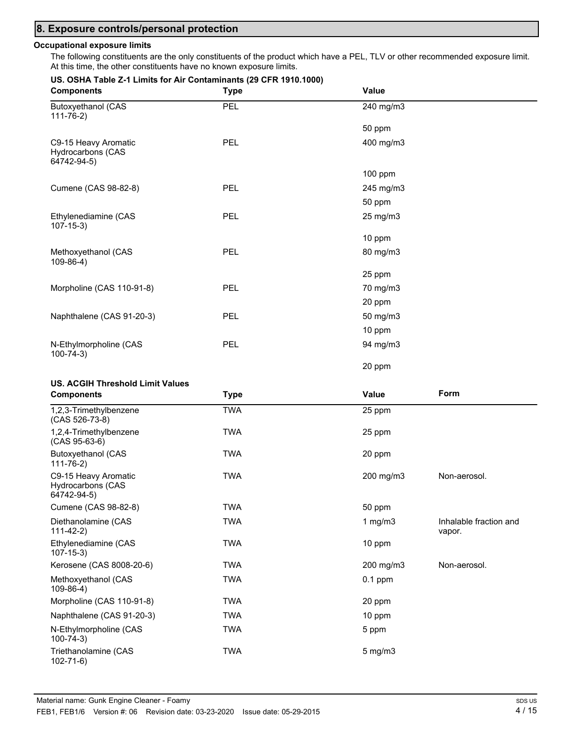## 8. Exposure controls/personal protection

**Occupational exposure limits**

The following constituents are the only constituents of the product which have a PEL, TLV or other recommended exposure limit. At this time, the other constituents have no known exposure limits.

**US. OSHA Table Z-1 Limits for Air Contaminants (29 CFR 1910.1000)**

| Components | Type | Value |
|---|---|---|
| Butoxyethanol (CAS 111-76-2) | PEL | 240 mg/m3 |
| | | 50 ppm |
| C9-15 Heavy Aromatic Hydrocarbons (CAS 64742-94-5) | PEL | 400 mg/m3 |
| | | 100 ppm |
| Cumene (CAS 98-82-8) | PEL | 245 mg/m3 |
| | | 50 ppm |
| Ethylenediamine (CAS 107-15-3) | PEL | 25 mg/m3 |
| | | 10 ppm |
| Methoxyethanol (CAS 109-86-4) | PEL | 80 mg/m3 |
| | | 25 ppm |
| Morpholine (CAS 110-91-8) | PEL | 70 mg/m3 |
| | | 20 ppm |
| Naphthalene (CAS 91-20-3) | PEL | 50 mg/m3 |
| | | 10 ppm |
| N-Ethylmorpholine (CAS 100-74-3) | PEL | 94 mg/m3 |
| | | 20 ppm |

**US. ACGIH Threshold Limit Values**

| Components | Type | Value | Form |
|---|---|---|---|
| 1,2,3-Trimethylbenzene (CAS 526-73-8) | TWA | 25 ppm | |
| 1,2,4-Trimethylbenzene (CAS 95-63-6) | TWA | 25 ppm | |
| Butoxyethanol (CAS 111-76-2) | TWA | 20 ppm | |
| C9-15 Heavy Aromatic Hydrocarbons (CAS 64742-94-5) | TWA | 200 mg/m3 | Non-aerosol. |
| Cumene (CAS 98-82-8) | TWA | 50 ppm | |
| Diethanolamine (CAS 111-42-2) | TWA | 1 mg/m3 | Inhalable fraction and vapor. |
| Ethylenediamine (CAS 107-15-3) | TWA | 10 ppm | |
| Kerosene (CAS 8008-20-6) | TWA | 200 mg/m3 | Non-aerosol. |
| Methoxyethanol (CAS 109-86-4) | TWA | 0.1 ppm | |
| Morpholine (CAS 110-91-8) | TWA | 20 ppm | |
| Naphthalene (CAS 91-20-3) | TWA | 10 ppm | |
| N-Ethylmorpholine (CAS 100-74-3) | TWA | 5 ppm | |
| Triethanolamine (CAS 102-71-6) | TWA | 5 mg/m3 | |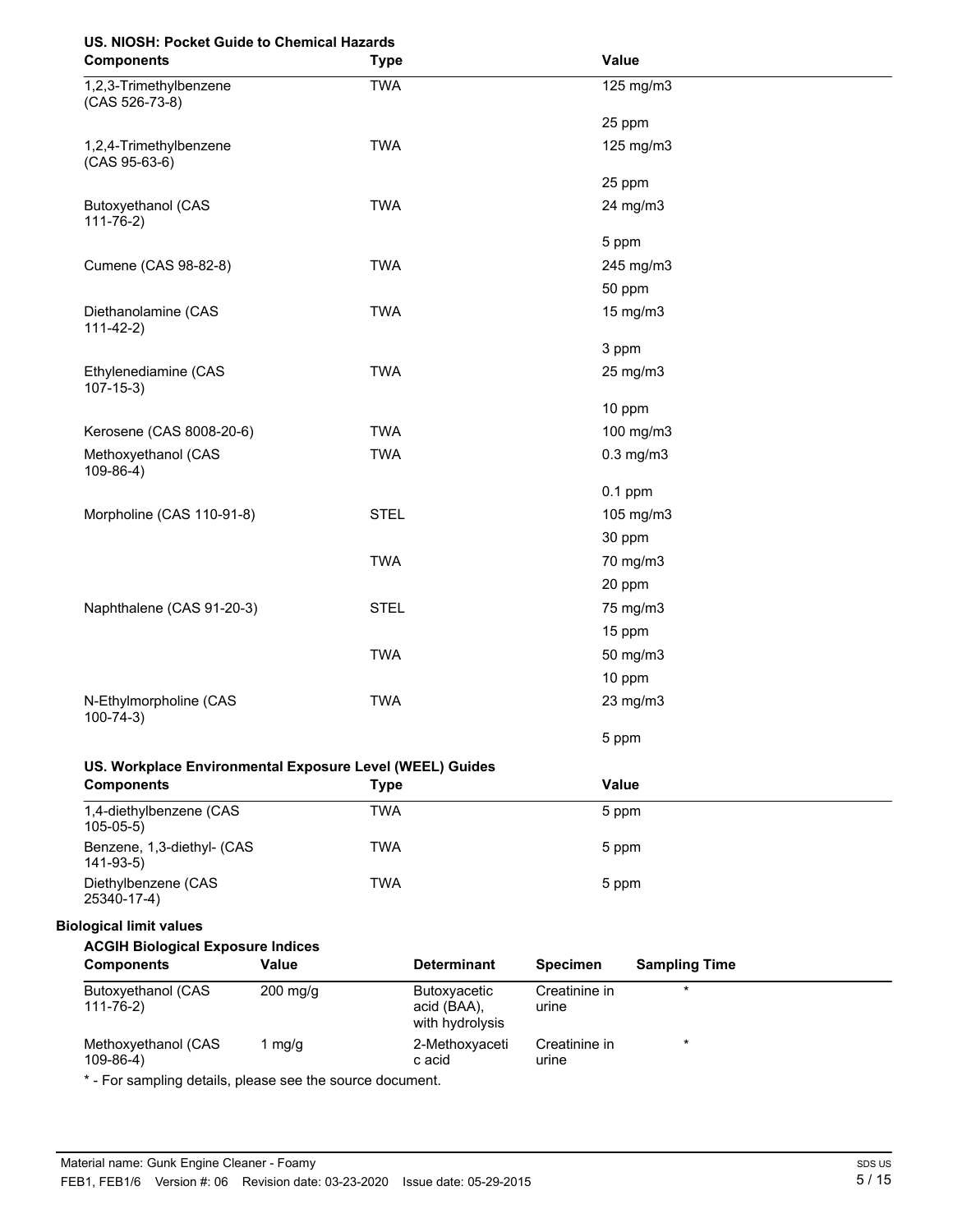**US. NIOSH: Pocket Guide to Chemical Hazards**

| Components | Type | Value |
|---|---|---|
| 1,2,3-Trimethylbenzene (CAS 526-73-8) | TWA | 125 mg/m3 |
| | | 25 ppm |
| 1,2,4-Trimethylbenzene (CAS 95-63-6) | TWA | 125 mg/m3 |
| | | 25 ppm |
| Butoxyethanol (CAS 111-76-2) | TWA | 24 mg/m3 |
| | | 5 ppm |
| Cumene (CAS 98-82-8) | TWA | 245 mg/m3 |
| | | 50 ppm |
| Diethanolamine (CAS 111-42-2) | TWA | 15 mg/m3 |
| | | 3 ppm |
| Ethylenediamine (CAS 107-15-3) | TWA | 25 mg/m3 |
| | | 10 ppm |
| Kerosene (CAS 8008-20-6) | TWA | 100 mg/m3 |
| Methoxyethanol (CAS 109-86-4) | TWA | 0.3 mg/m3 |
| | | 0.1 ppm |
| Morpholine (CAS 110-91-8) | STEL | 105 mg/m3 |
| | | 30 ppm |
| | TWA | 70 mg/m3 |
| | | 20 ppm |
| Naphthalene (CAS 91-20-3) | STEL | 75 mg/m3 |
| | | 15 ppm |
| | TWA | 50 mg/m3 |
| | | 10 ppm |
| N-Ethylmorpholine (CAS 100-74-3) | TWA | 23 mg/m3 |
| | | 5 ppm |

**US. Workplace Environmental Exposure Level (WEEL) Guides**

| Components | Type | Value |
|---|---|---|
| 1,4-diethylbenzene (CAS 105-05-5) | TWA | 5 ppm |
| Benzene, 1,3-diethyl- (CAS 141-93-5) | TWA | 5 ppm |
| Diethylbenzene (CAS 25340-17-4) | TWA | 5 ppm |

**Biological limit values**

**ACGIH Biological Exposure Indices**

| Components | Value | Determinant | Specimen | Sampling Time |
|---|---|---|---|---|
| Butoxyethanol (CAS 111-76-2) | 200 mg/g | Butoxyacetic acid (BAA), with hydrolysis | Creatinine in urine | * |
| Methoxyethanol (CAS 109-86-4) | 1 mg/g | 2-Methoxyacetic acid | Creatinine in urine | * |

* - For sampling details, please see the source document.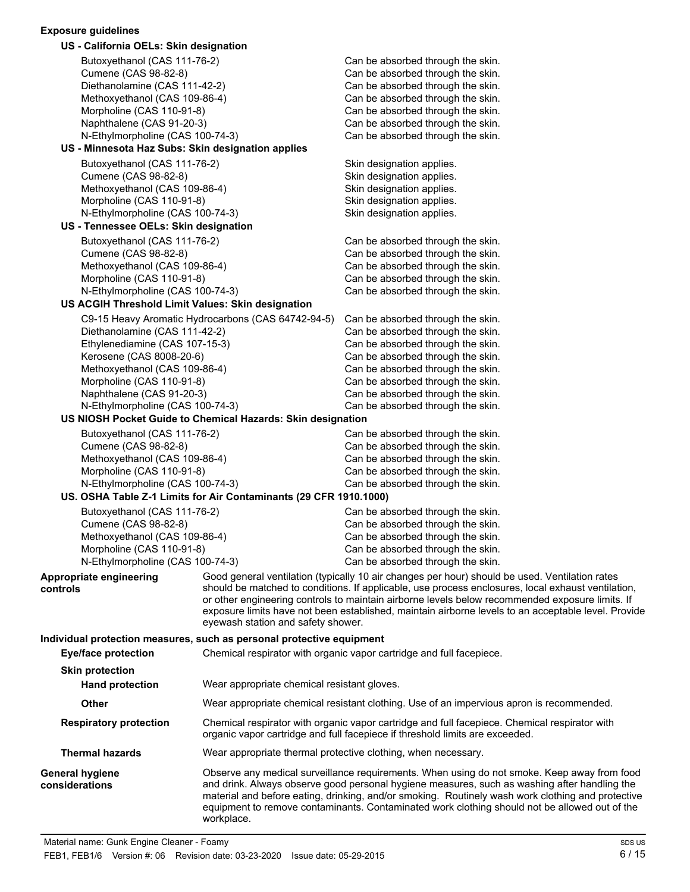**Exposure guidelines**

**US - California OELs: Skin designation**

| | |
|---|---|
| Butoxyethanol (CAS 111-76-2) | Can be absorbed through the skin. |
| Cumene (CAS 98-82-8) | Can be absorbed through the skin. |
| Diethanolamine (CAS 111-42-2) | Can be absorbed through the skin. |
| Methoxyethanol (CAS 109-86-4) | Can be absorbed through the skin. |
| Morpholine (CAS 110-91-8) | Can be absorbed through the skin. |
| Naphthalene (CAS 91-20-3) | Can be absorbed through the skin. |
| N-Ethylmorpholine (CAS 100-74-3) | Can be absorbed through the skin. |

**US - Minnesota Haz Subs: Skin designation applies**

| | |
|---|---|
| Butoxyethanol (CAS 111-76-2) | Skin designation applies. |
| Cumene (CAS 98-82-8) | Skin designation applies. |
| Methoxyethanol (CAS 109-86-4) | Skin designation applies. |
| Morpholine (CAS 110-91-8) | Skin designation applies. |
| N-Ethylmorpholine (CAS 100-74-3) | Skin designation applies. |

**US - Tennessee OELs: Skin designation**

| | |
|---|---|
| Butoxyethanol (CAS 111-76-2) | Can be absorbed through the skin. |
| Cumene (CAS 98-82-8) | Can be absorbed through the skin. |
| Methoxyethanol (CAS 109-86-4) | Can be absorbed through the skin. |
| Morpholine (CAS 110-91-8) | Can be absorbed through the skin. |
| N-Ethylmorpholine (CAS 100-74-3) | Can be absorbed through the skin. |

**US ACGIH Threshold Limit Values: Skin designation**

| | |
|---|---|
| C9-15 Heavy Aromatic Hydrocarbons (CAS 64742-94-5) | Can be absorbed through the skin. |
| Diethanolamine (CAS 111-42-2) | Can be absorbed through the skin. |
| Ethylenediamine (CAS 107-15-3) | Can be absorbed through the skin. |
| Kerosene (CAS 8008-20-6) | Can be absorbed through the skin. |
| Methoxyethanol (CAS 109-86-4) | Can be absorbed through the skin. |
| Morpholine (CAS 110-91-8) | Can be absorbed through the skin. |
| Naphthalene (CAS 91-20-3) | Can be absorbed through the skin. |
| N-Ethylmorpholine (CAS 100-74-3) | Can be absorbed through the skin. |

**US NIOSH Pocket Guide to Chemical Hazards: Skin designation**

| | |
|---|---|
| Butoxyethanol (CAS 111-76-2) | Can be absorbed through the skin. |
| Cumene (CAS 98-82-8) | Can be absorbed through the skin. |
| Methoxyethanol (CAS 109-86-4) | Can be absorbed through the skin. |
| Morpholine (CAS 110-91-8) | Can be absorbed through the skin. |
| N-Ethylmorpholine (CAS 100-74-3) | Can be absorbed through the skin. |

**US. OSHA Table Z-1 Limits for Air Contaminants (29 CFR 1910.1000)**

| | |
|---|---|
| Butoxyethanol (CAS 111-76-2) | Can be absorbed through the skin. |
| Cumene (CAS 98-82-8) | Can be absorbed through the skin. |
| Methoxyethanol (CAS 109-86-4) | Can be absorbed through the skin. |
| Morpholine (CAS 110-91-8) | Can be absorbed through the skin. |
| N-Ethylmorpholine (CAS 100-74-3) | Can be absorbed through the skin. |

**Appropriate engineering controls**

Good general ventilation (typically 10 air changes per hour) should be used. Ventilation rates should be matched to conditions. If applicable, use process enclosures, local exhaust ventilation, or other engineering controls to maintain airborne levels below recommended exposure limits. If exposure limits have not been established, maintain airborne levels to an acceptable level. Provide eyewash station and safety shower.

**Individual protection measures, such as personal protective equipment**

**Eye/face protection**

Chemical respirator with organic vapor cartridge and full facepiece.

**Skin protection**

**Hand protection**

Wear appropriate chemical resistant gloves.

**Other**

Wear appropriate chemical resistant clothing. Use of an impervious apron is recommended.

**Respiratory protection**

Chemical respirator with organic vapor cartridge and full facepiece. Chemical respirator with organic vapor cartridge and full facepiece if threshold limits are exceeded.

**Thermal hazards**

Wear appropriate thermal protective clothing, when necessary.

**General hygiene considerations**

Observe any medical surveillance requirements. When using do not smoke. Keep away from food and drink. Always observe good personal hygiene measures, such as washing after handling the material and before eating, drinking, and/or smoking. Routinely wash work clothing and protective equipment to remove contaminants. Contaminated work clothing should not be allowed out of the workplace.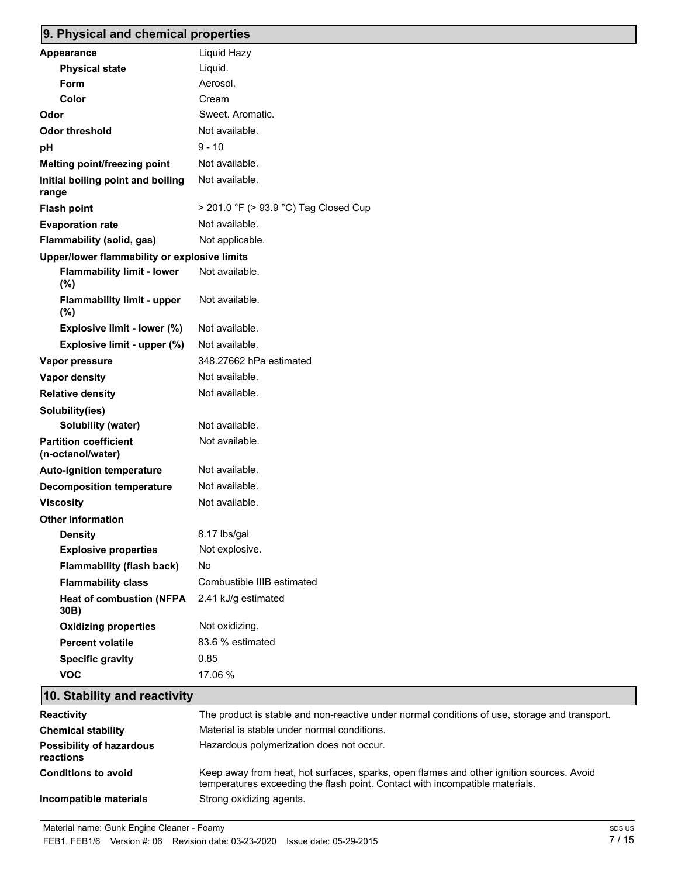## 9. Physical and chemical properties

| | |
|---|---|
| **Appearance** | Liquid Hazy |
| **Physical state** | Liquid. |
| **Form** | Aerosol. |
| **Color** | Cream |
| **Odor** | Sweet. Aromatic. |
| **Odor threshold** | Not available. |
| **pH** | 9 - 10 |
| **Melting point/freezing point** | Not available. |
| **Initial boiling point and boiling range** | Not available. |
| **Flash point** | > 201.0 °F (> 93.9 °C) Tag Closed Cup |
| **Evaporation rate** | Not available. |
| **Flammability (solid, gas)** | Not applicable. |
| **Upper/lower flammability or explosive limits** | |
| **Flammability limit - lower (%)** | Not available. |
| **Flammability limit - upper (%)** | Not available. |
| **Explosive limit - lower (%)** | Not available. |
| **Explosive limit - upper (%)** | Not available. |
| **Vapor pressure** | 348.27662 hPa estimated |
| **Vapor density** | Not available. |
| **Relative density** | Not available. |
| **Solubility(ies)** | |
| **Solubility (water)** | Not available. |
| **Partition coefficient (n-octanol/water)** | Not available. |
| **Auto-ignition temperature** | Not available. |
| **Decomposition temperature** | Not available. |
| **Viscosity** | Not available. |
| **Other information** | |
| **Density** | 8.17 lbs/gal |
| **Explosive properties** | Not explosive. |
| **Flammability (flash back)** | No |
| **Flammability class** | Combustible IIIB estimated |
| **Heat of combustion (NFPA 30B)** | 2.41 kJ/g estimated |
| **Oxidizing properties** | Not oxidizing. |
| **Percent volatile** | 83.6 % estimated |
| **Specific gravity** | 0.85 |
| **VOC** | 17.06 % |

## 10. Stability and reactivity

| | |
|---|---|
| **Reactivity** | The product is stable and non-reactive under normal conditions of use, storage and transport. |
| **Chemical stability** | Material is stable under normal conditions. |
| **Possibility of hazardous reactions** | Hazardous polymerization does not occur. |
| **Conditions to avoid** | Keep away from heat, hot surfaces, sparks, open flames and other ignition sources. Avoid temperatures exceeding the flash point. Contact with incompatible materials. |
| **Incompatible materials** | Strong oxidizing agents. |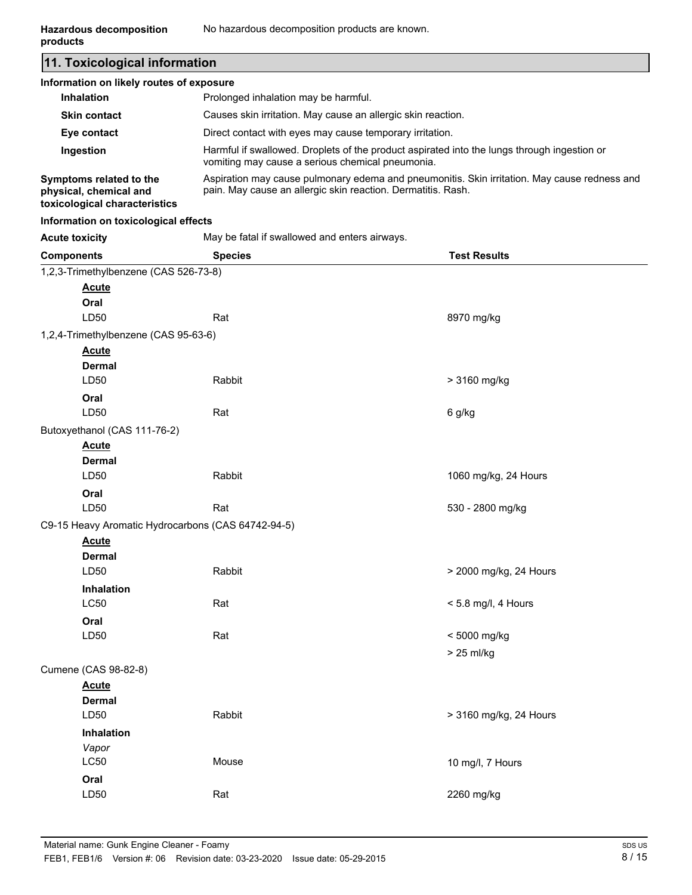**Hazardous decomposition products** No hazardous decomposition products are known.

## 11. Toxicological information

**Information on likely routes of exposure**

**Inhalation** Prolonged inhalation may be harmful.

**Skin contact** Causes skin irritation. May cause an allergic skin reaction.

**Eye contact** Direct contact with eyes may cause temporary irritation.

**Ingestion** Harmful if swallowed. Droplets of the product aspirated into the lungs through ingestion or vomiting may cause a serious chemical pneumonia.

**Symptoms related to the physical, chemical and toxicological characteristics** Aspiration may cause pulmonary edema and pneumonitis. Skin irritation. May cause redness and pain. May cause an allergic skin reaction. Dermatitis. Rash.

**Information on toxicological effects**

**Acute toxicity** May be fatal if swallowed and enters airways.

| Components | Species | Test Results |
|---|---|---|
| 1,2,3-Trimethylbenzene (CAS 526-73-8) | | |
| **Acute** | | |
| **Oral** | | |
| LD50 | Rat | 8970 mg/kg |
| 1,2,4-Trimethylbenzene (CAS 95-63-6) | | |
| **Acute** | | |
| **Dermal** | | |
| LD50 | Rabbit | > 3160 mg/kg |
| **Oral** | | |
| LD50 | Rat | 6 g/kg |
| Butoxyethanol (CAS 111-76-2) | | |
| **Acute** | | |
| **Dermal** | | |
| LD50 | Rabbit | 1060 mg/kg, 24 Hours |
| **Oral** | | |
| LD50 | Rat | 530 - 2800 mg/kg |
| C9-15 Heavy Aromatic Hydrocarbons (CAS 64742-94-5) | | |
| **Acute** | | |
| **Dermal** | | |
| LD50 | Rabbit | > 2000 mg/kg, 24 Hours |
| **Inhalation** | | |
| LC50 | Rat | < 5.8 mg/l, 4 Hours |
| **Oral** | | |
| LD50 | Rat | < 5000 mg/kg |
| | | > 25 ml/kg |
| Cumene (CAS 98-82-8) | | |
| **Acute** | | |
| **Dermal** | | |
| LD50 | Rabbit | > 3160 mg/kg, 24 Hours |
| **Inhalation** | | |
| *Vapor* | | |
| LC50 | Mouse | 10 mg/l, 7 Hours |
| **Oral** | | |
| LD50 | Rat | 2260 mg/kg |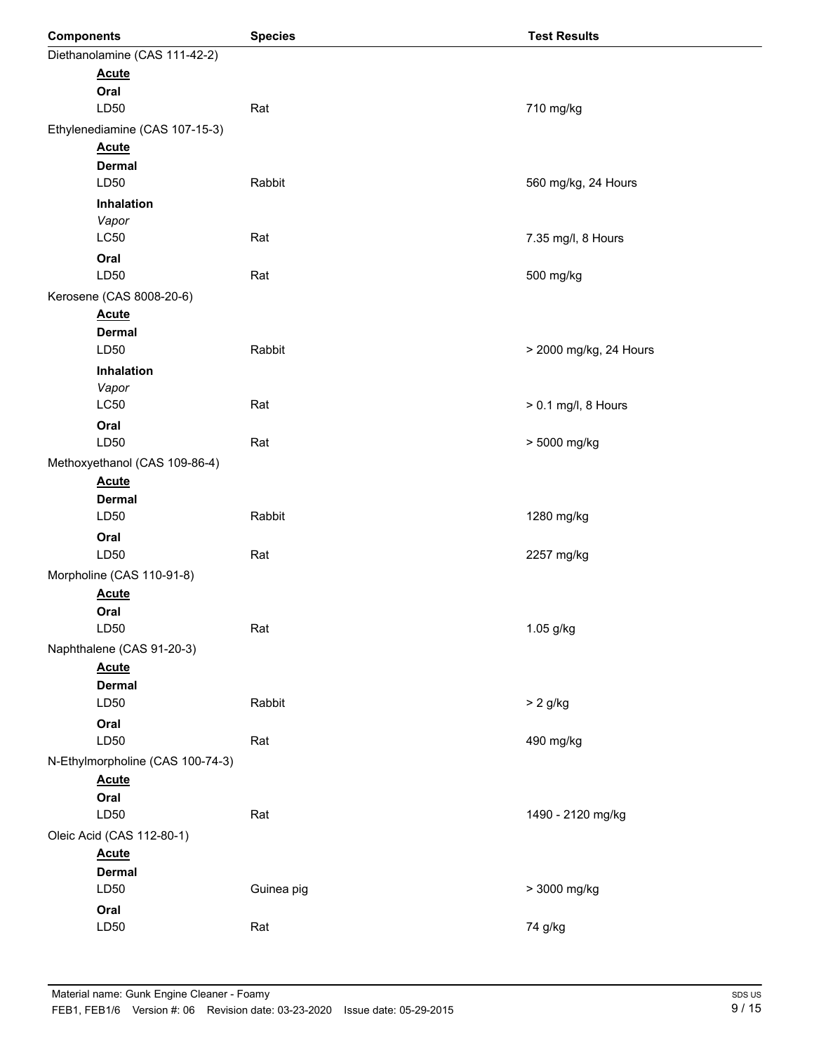| Components | Species | Test Results |
| --- | --- | --- |
| Diethanolamine (CAS 111-42-2) | | |
| **Acute** | | |
| **Oral** | | |
| LD50 | Rat | 710 mg/kg |
| Ethylenediamine (CAS 107-15-3) | | |
| **Acute** | | |
| **Dermal** | | |
| LD50 | Rabbit | 560 mg/kg, 24 Hours |
| **Inhalation** | | |
| *Vapor* | | |
| LC50 | Rat | 7.35 mg/l, 8 Hours |
| **Oral** | | |
| LD50 | Rat | 500 mg/kg |
| Kerosene (CAS 8008-20-6) | | |
| **Acute** | | |
| **Dermal** | | |
| LD50 | Rabbit | > 2000 mg/kg, 24 Hours |
| **Inhalation** | | |
| *Vapor* | | |
| LC50 | Rat | > 0.1 mg/l, 8 Hours |
| **Oral** | | |
| LD50 | Rat | > 5000 mg/kg |
| Methoxyethanol (CAS 109-86-4) | | |
| **Acute** | | |
| **Dermal** | | |
| LD50 | Rabbit | 1280 mg/kg |
| **Oral** | | |
| LD50 | Rat | 2257 mg/kg |
| Morpholine (CAS 110-91-8) | | |
| **Acute** | | |
| **Oral** | | |
| LD50 | Rat | 1.05 g/kg |
| Naphthalene (CAS 91-20-3) | | |
| **Acute** | | |
| **Dermal** | | |
| LD50 | Rabbit | > 2 g/kg |
| **Oral** | | |
| LD50 | Rat | 490 mg/kg |
| N-Ethylmorpholine (CAS 100-74-3) | | |
| **Acute** | | |
| **Oral** | | |
| LD50 | Rat | 1490 - 2120 mg/kg |
| Oleic Acid (CAS 112-80-1) | | |
| **Acute** | | |
| **Dermal** | | |
| LD50 | Guinea pig | > 3000 mg/kg |
| **Oral** | | |
| LD50 | Rat | 74 g/kg |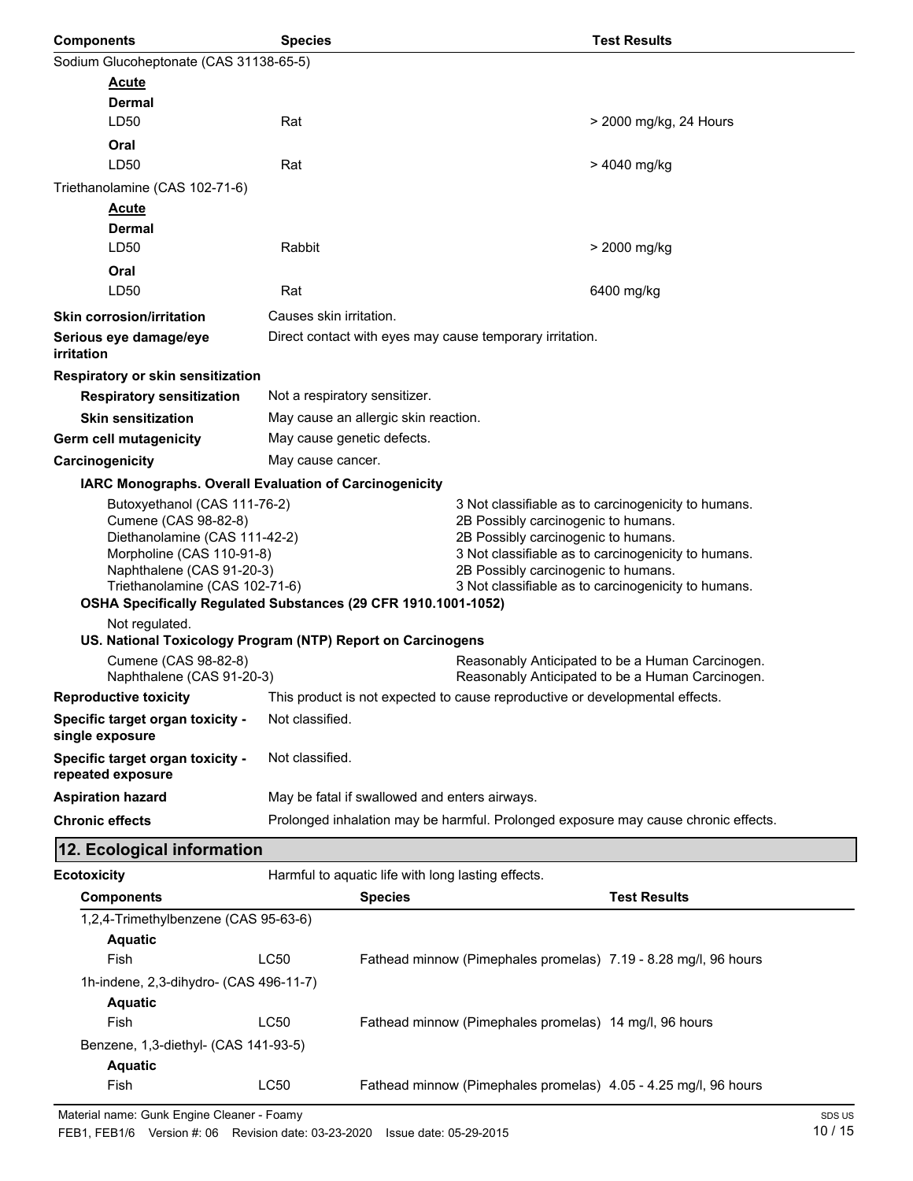| Components | Species | Test Results |
|---|---|---|
| Sodium Glucoheptonate (CAS 31138-65-5) | | |
| **Acute** | | |
| **Dermal** | | |
| LD50 | Rat | > 2000 mg/kg, 24 Hours |
| **Oral** | | |
| LD50 | Rat | > 4040 mg/kg |
| Triethanolamine (CAS 102-71-6) | | |
| **Acute** | | |
| **Dermal** | | |
| LD50 | Rabbit | > 2000 mg/kg |
| **Oral** | | |
| LD50 | Rat | 6400 mg/kg |

**Skin corrosion/irritation** Causes skin irritation.

**Serious eye damage/eye irritation** Direct contact with eyes may cause temporary irritation.

**Respiratory or skin sensitization**

**Respiratory sensitization** Not a respiratory sensitizer.

**Skin sensitization** May cause an allergic skin reaction.

**Germ cell mutagenicity** May cause genetic defects.

**Carcinogenicity** May cause cancer.

**IARC Monographs. Overall Evaluation of Carcinogenicity**

| | |
|---|---|
| Butoxyethanol (CAS 111-76-2) | 3 Not classifiable as to carcinogenicity to humans. |
| Cumene (CAS 98-82-8) | 2B Possibly carcinogenic to humans. |
| Diethanolamine (CAS 111-42-2) | 2B Possibly carcinogenic to humans. |
| Morpholine (CAS 110-91-8) | 3 Not classifiable as to carcinogenicity to humans. |
| Naphthalene (CAS 91-20-3) | 2B Possibly carcinogenic to humans. |
| Triethanolamine (CAS 102-71-6) | 3 Not classifiable as to carcinogenicity to humans. |

**OSHA Specifically Regulated Substances (29 CFR 1910.1001-1052)**

Not regulated.

**US. National Toxicology Program (NTP) Report on Carcinogens**

| | |
|---|---|
| Cumene (CAS 98-82-8) | Reasonably Anticipated to be a Human Carcinogen. |
| Naphthalene (CAS 91-20-3) | Reasonably Anticipated to be a Human Carcinogen. |

**Reproductive toxicity** This product is not expected to cause reproductive or developmental effects.

**Specific target organ toxicity - single exposure** Not classified.

**Specific target organ toxicity - repeated exposure** Not classified.

**Aspiration hazard** May be fatal if swallowed and enters airways.

**Chronic effects** Prolonged inhalation may be harmful. Prolonged exposure may cause chronic effects.

## 12. Ecological information

**Ecotoxicity** Harmful to aquatic life with long lasting effects.

| Components | | Species | Test Results |
|---|---|---|---|
| 1,2,4-Trimethylbenzene (CAS 95-63-6) | | | |
| **Aquatic** | | | |
| Fish | LC50 | Fathead minnow (Pimephales promelas) | 7.19 - 8.28 mg/l, 96 hours |
| 1h-indene, 2,3-dihydro- (CAS 496-11-7) | | | |
| **Aquatic** | | | |
| Fish | LC50 | Fathead minnow (Pimephales promelas) | 14 mg/l, 96 hours |
| Benzene, 1,3-diethyl- (CAS 141-93-5) | | | |
| **Aquatic** | | | |
| Fish | LC50 | Fathead minnow (Pimephales promelas) | 4.05 - 4.25 mg/l, 96 hours |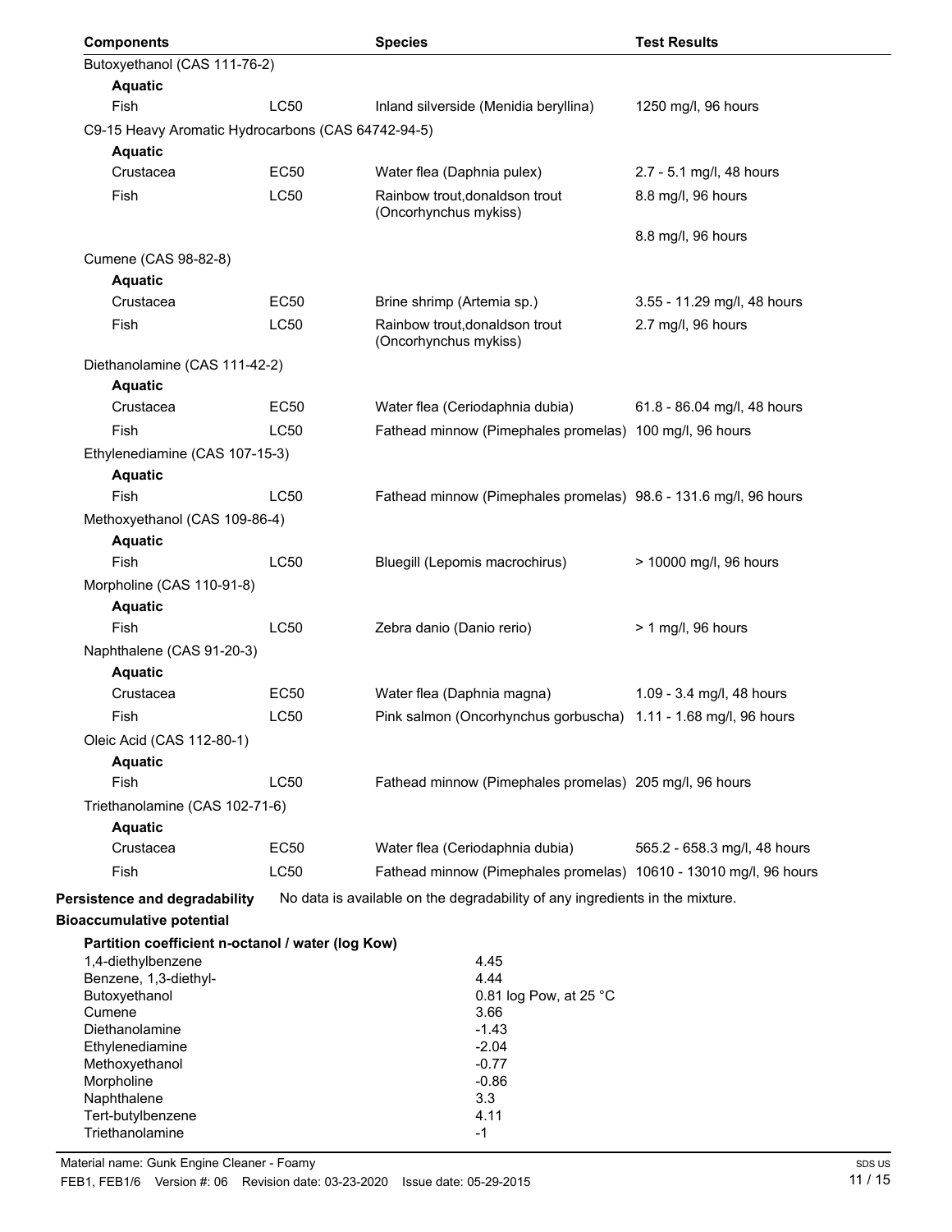| Components | | Species | Test Results |
|---|---|---|---|
| Butoxyethanol (CAS 111-76-2) | | | |
| **Aquatic** | | | |
| Fish | LC50 | Inland silverside (Menidia beryllina) | 1250 mg/l, 96 hours |
| C9-15 Heavy Aromatic Hydrocarbons (CAS 64742-94-5) | | | |
| **Aquatic** | | | |
| Crustacea | EC50 | Water flea (Daphnia pulex) | 2.7 - 5.1 mg/l, 48 hours |
| Fish | LC50 | Rainbow trout,donaldson trout (Oncorhynchus mykiss) | 8.8 mg/l, 96 hours |
| | | | 8.8 mg/l, 96 hours |
| Cumene (CAS 98-82-8) | | | |
| **Aquatic** | | | |
| Crustacea | EC50 | Brine shrimp (Artemia sp.) | 3.55 - 11.29 mg/l, 48 hours |
| Fish | LC50 | Rainbow trout,donaldson trout (Oncorhynchus mykiss) | 2.7 mg/l, 96 hours |
| Diethanolamine (CAS 111-42-2) | | | |
| **Aquatic** | | | |
| Crustacea | EC50 | Water flea (Ceriodaphnia dubia) | 61.8 - 86.04 mg/l, 48 hours |
| Fish | LC50 | Fathead minnow (Pimephales promelas) | 100 mg/l, 96 hours |
| Ethylenediamine (CAS 107-15-3) | | | |
| **Aquatic** | | | |
| Fish | LC50 | Fathead minnow (Pimephales promelas) | 98.6 - 131.6 mg/l, 96 hours |
| Methoxyethanol (CAS 109-86-4) | | | |
| **Aquatic** | | | |
| Fish | LC50 | Bluegill (Lepomis macrochirus) | > 10000 mg/l, 96 hours |
| Morpholine (CAS 110-91-8) | | | |
| **Aquatic** | | | |
| Fish | LC50 | Zebra danio (Danio rerio) | > 1 mg/l, 96 hours |
| Naphthalene (CAS 91-20-3) | | | |
| **Aquatic** | | | |
| Crustacea | EC50 | Water flea (Daphnia magna) | 1.09 - 3.4 mg/l, 48 hours |
| Fish | LC50 | Pink salmon (Oncorhynchus gorbuscha) | 1.11 - 1.68 mg/l, 96 hours |
| Oleic Acid (CAS 112-80-1) | | | |
| **Aquatic** | | | |
| Fish | LC50 | Fathead minnow (Pimephales promelas) | 205 mg/l, 96 hours |
| Triethanolamine (CAS 102-71-6) | | | |
| **Aquatic** | | | |
| Crustacea | EC50 | Water flea (Ceriodaphnia dubia) | 565.2 - 658.3 mg/l, 48 hours |
| Fish | LC50 | Fathead minnow (Pimephales promelas) | 10610 - 13010 mg/l, 96 hours |

**Persistence and degradability** No data is available on the degradability of any ingredients in the mixture.

**Bioaccumulative potential**

**Partition coefficient n-octanol / water (log Kow)**

| | |
|---|---|
| 1,4-diethylbenzene | 4.45 |
| Benzene, 1,3-diethyl- | 4.44 |
| Butoxyethanol | 0.81 log Pow, at 25 °C |
| Cumene | 3.66 |
| Diethanolamine | -1.43 |
| Ethylenediamine | -2.04 |
| Methoxyethanol | -0.77 |
| Morpholine | -0.86 |
| Naphthalene | 3.3 |
| Tert-butylbenzene | 4.11 |
| Triethanolamine | -1 |

Material name: Gunk Engine Cleaner - Foamy

FEB1, FEB1/6 Version #: 06 Revision date: 03-23-2020 Issue date: 05-29-2015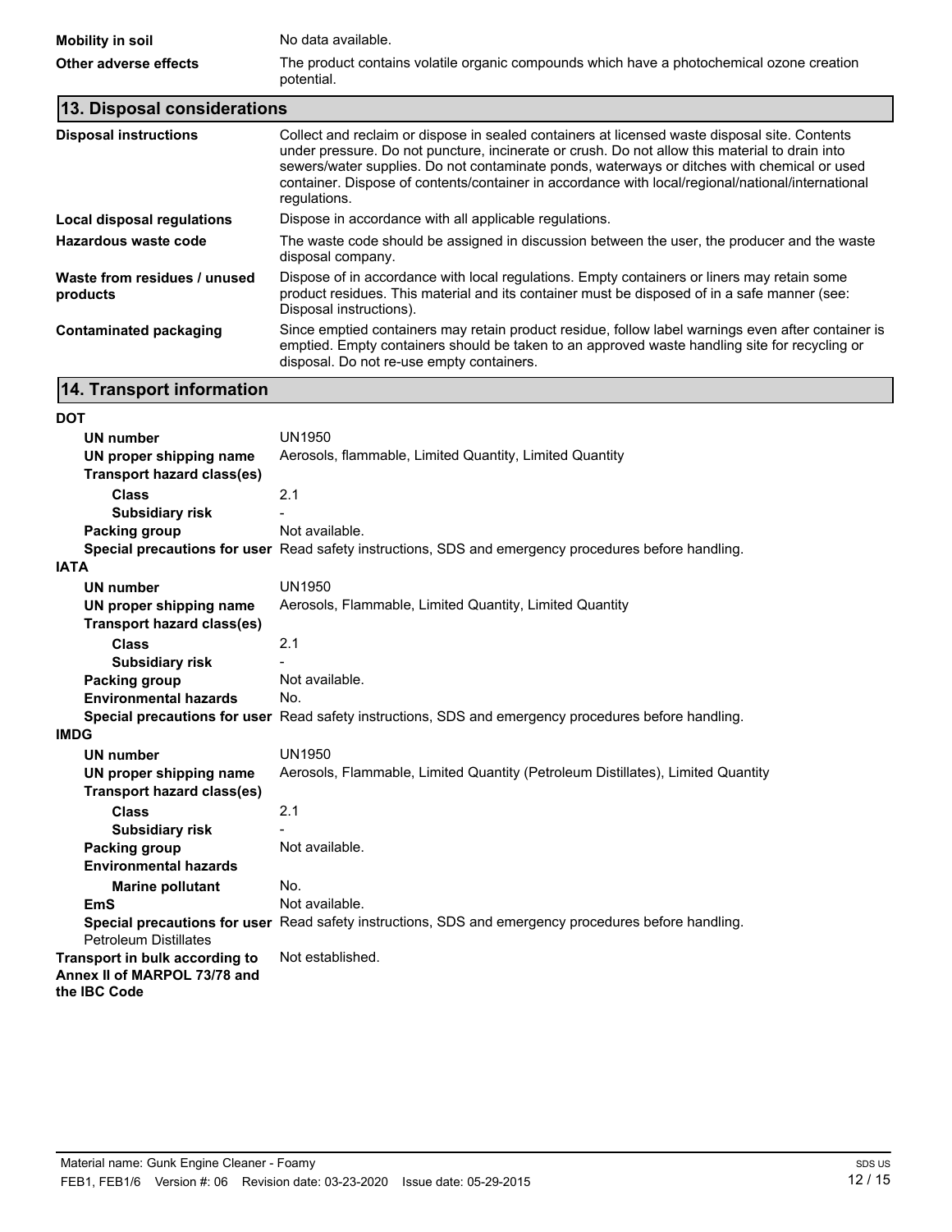| | |
|---|---|
| **Mobility in soil** | No data available. |
| **Other adverse effects** | The product contains volatile organic compounds which have a photochemical ozone creation potential. |

## 13. Disposal considerations

| | |
|---|---|
| **Disposal instructions** | Collect and reclaim or dispose in sealed containers at licensed waste disposal site. Contents under pressure. Do not puncture, incinerate or crush. Do not allow this material to drain into sewers/water supplies. Do not contaminate ponds, waterways or ditches with chemical or used container. Dispose of contents/container in accordance with local/regional/national/international regulations. |
| **Local disposal regulations** | Dispose in accordance with all applicable regulations. |
| **Hazardous waste code** | The waste code should be assigned in discussion between the user, the producer and the waste disposal company. |
| **Waste from residues / unused products** | Dispose of in accordance with local regulations. Empty containers or liners may retain some product residues. This material and its container must be disposed of in a safe manner (see: Disposal instructions). |
| **Contaminated packaging** | Since emptied containers may retain product residue, follow label warnings even after container is emptied. Empty containers should be taken to an approved waste handling site for recycling or disposal. Do not re-use empty containers. |

## 14. Transport information

**DOT**

| | |
|---|---|
| **UN number** | UN1950 |
| **UN proper shipping name** | Aerosols, flammable, Limited Quantity, Limited Quantity |
| **Transport hazard class(es)** | |
| **Class** | 2.1 |
| **Subsidiary risk** | - |
| **Packing group** | Not available. |
| **Special precautions for user** | Read safety instructions, SDS and emergency procedures before handling. |

**IATA**

| | |
|---|---|
| **UN number** | UN1950 |
| **UN proper shipping name** | Aerosols, Flammable, Limited Quantity, Limited Quantity |
| **Transport hazard class(es)** | |
| **Class** | 2.1 |
| **Subsidiary risk** | - |
| **Packing group** | Not available. |
| **Environmental hazards** | No. |
| **Special precautions for user** | Read safety instructions, SDS and emergency procedures before handling. |

**IMDG**

| | |
|---|---|
| **UN number** | UN1950 |
| **UN proper shipping name** | Aerosols, Flammable, Limited Quantity (Petroleum Distillates), Limited Quantity |
| **Transport hazard class(es)** | |
| **Class** | 2.1 |
| **Subsidiary risk** | - |
| **Packing group** | Not available. |
| **Environmental hazards** | |
| **Marine pollutant** | No. |
| **EmS** | Not available. |
| **Special precautions for user** | Read safety instructions, SDS and emergency procedures before handling. |

Petroleum Distillates

| | |
|---|---|
| **Transport in bulk according to Annex II of MARPOL 73/78 and the IBC Code** | Not established. |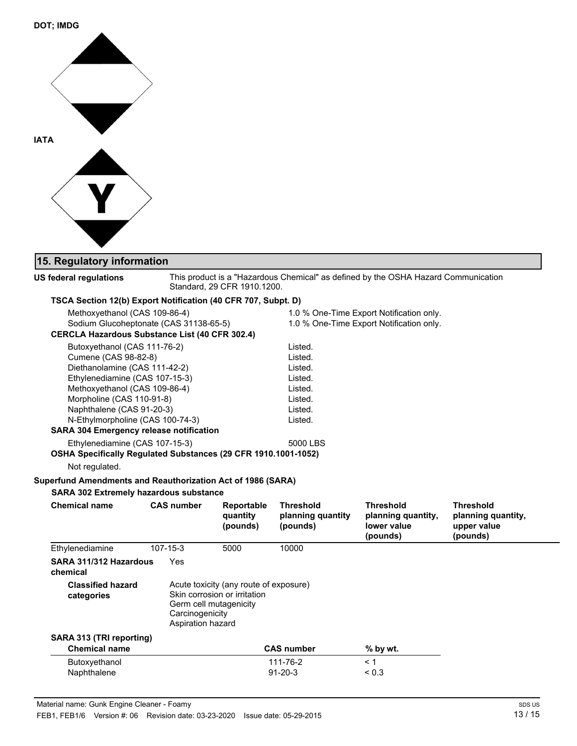**DOT; IMDG**

**IATA**

Y

## 15. Regulatory information

**US federal regulations** This product is a "Hazardous Chemical" as defined by the OSHA Hazard Communication Standard, 29 CFR 1910.1200.

**TSCA Section 12(b) Export Notification (40 CFR 707, Subpt. D)**

| | |
|---|---|
| Methoxyethanol (CAS 109-86-4) | 1.0 % One-Time Export Notification only. |
| Sodium Glucoheptonate (CAS 31138-65-5) | 1.0 % One-Time Export Notification only. |

**CERCLA Hazardous Substance List (40 CFR 302.4)**

| | |
|---|---|
| Butoxyethanol (CAS 111-76-2) | Listed. |
| Cumene (CAS 98-82-8) | Listed. |
| Diethanolamine (CAS 111-42-2) | Listed. |
| Ethylenediamine (CAS 107-15-3) | Listed. |
| Methoxyethanol (CAS 109-86-4) | Listed. |
| Morpholine (CAS 110-91-8) | Listed. |
| Naphthalene (CAS 91-20-3) | Listed. |
| N-Ethylmorpholine (CAS 100-74-3) | Listed. |

**SARA 304 Emergency release notification**

| | |
|---|---|
| Ethylenediamine (CAS 107-15-3) | 5000 LBS |

**OSHA Specifically Regulated Substances (29 CFR 1910.1001-1052)**

Not regulated.

**Superfund Amendments and Reauthorization Act of 1986 (SARA)**

**SARA 302 Extremely hazardous substance**

| Chemical name | CAS number | Reportable quantity (pounds) | Threshold planning quantity (pounds) | Threshold planning quantity, lower value (pounds) | Threshold planning quantity, upper value (pounds) |
|---|---|---|---|---|---|
| Ethylenediamine | 107-15-3 | 5000 | 10000 | | |

**SARA 311/312 Hazardous chemical** Yes

**Classified hazard categories**
- Acute toxicity (any route of exposure)
- Skin corrosion or irritation
- Germ cell mutagenicity
- Carcinogenicity
- Aspiration hazard

**SARA 313 (TRI reporting)**

| Chemical name | CAS number | % by wt. |
|---|---|---|
| Butoxyethanol | 111-76-2 | < 1 |
| Naphthalene | 91-20-3 | < 0.3 |

Material name: Gunk Engine Cleaner - Foamy

FEB1, FEB1/6 Version #: 06 Revision date: 03-23-2020 Issue date: 05-29-2015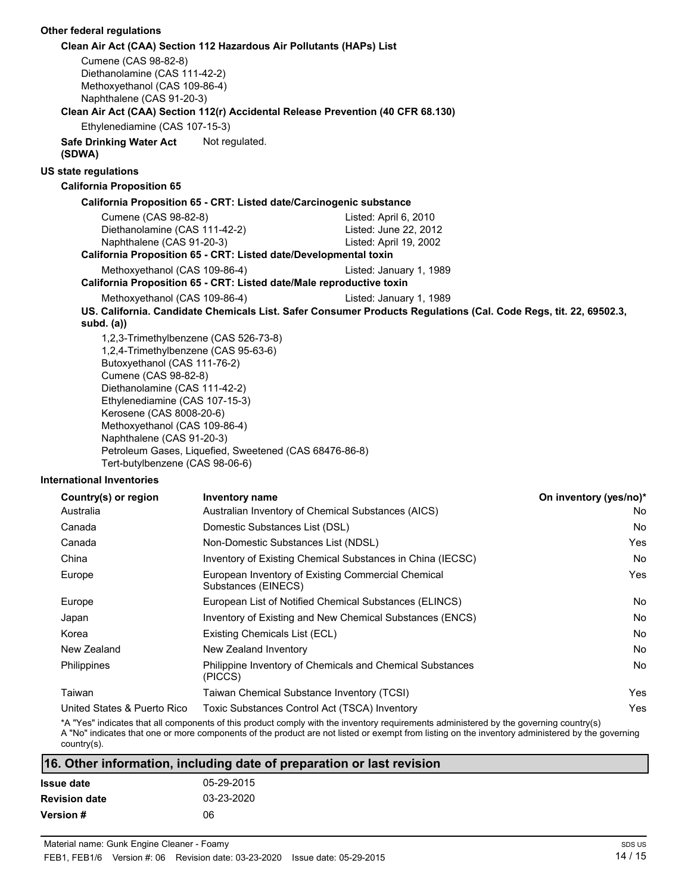**Other federal regulations**

**Clean Air Act (CAA) Section 112 Hazardous Air Pollutants (HAPs) List**

Cumene (CAS 98-82-8)
Diethanolamine (CAS 111-42-2)
Methoxyethanol (CAS 109-86-4)
Naphthalene (CAS 91-20-3)

**Clean Air Act (CAA) Section 112(r) Accidental Release Prevention (40 CFR 68.130)**

Ethylenediamine (CAS 107-15-3)

**Safe Drinking Water Act (SDWA)** Not regulated.

**US state regulations**

**California Proposition 65**

**California Proposition 65 - CRT: Listed date/Carcinogenic substance**

| | |
|---|---|
| Cumene (CAS 98-82-8) | Listed: April 6, 2010 |
| Diethanolamine (CAS 111-42-2) | Listed: June 22, 2012 |
| Naphthalene (CAS 91-20-3) | Listed: April 19, 2002 |

**California Proposition 65 - CRT: Listed date/Developmental toxin**

| | |
|---|---|
| Methoxyethanol (CAS 109-86-4) | Listed: January 1, 1989 |

**California Proposition 65 - CRT: Listed date/Male reproductive toxin**

| | |
|---|---|
| Methoxyethanol (CAS 109-86-4) | Listed: January 1, 1989 |

**US. California. Candidate Chemicals List. Safer Consumer Products Regulations (Cal. Code Regs, tit. 22, 69502.3, subd. (a))**

1,2,3-Trimethylbenzene (CAS 526-73-8)
1,2,4-Trimethylbenzene (CAS 95-63-6)
Butoxyethanol (CAS 111-76-2)
Cumene (CAS 98-82-8)
Diethanolamine (CAS 111-42-2)
Ethylenediamine (CAS 107-15-3)
Kerosene (CAS 8008-20-6)
Methoxyethanol (CAS 109-86-4)
Naphthalene (CAS 91-20-3)
Petroleum Gases, Liquefied, Sweetened (CAS 68476-86-8)
Tert-butylbenzene (CAS 98-06-6)

**International Inventories**

| Country(s) or region | Inventory name | On inventory (yes/no)* |
|---|---|---|
| Australia | Australian Inventory of Chemical Substances (AICS) | No |
| Canada | Domestic Substances List (DSL) | No |
| Canada | Non-Domestic Substances List (NDSL) | Yes |
| China | Inventory of Existing Chemical Substances in China (IECSC) | No |
| Europe | European Inventory of Existing Commercial Chemical Substances (EINECS) | Yes |
| Europe | European List of Notified Chemical Substances (ELINCS) | No |
| Japan | Inventory of Existing and New Chemical Substances (ENCS) | No |
| Korea | Existing Chemicals List (ECL) | No |
| New Zealand | New Zealand Inventory | No |
| Philippines | Philippine Inventory of Chemicals and Chemical Substances (PICCS) | No |
| Taiwan | Taiwan Chemical Substance Inventory (TCSI) | Yes |
| United States & Puerto Rico | Toxic Substances Control Act (TSCA) Inventory | Yes |

*A "Yes" indicates that all components of this product comply with the inventory requirements administered by the governing country(s)
A "No" indicates that one or more components of the product are not listed or exempt from listing on the inventory administered by the governing country(s).

## 16. Other information, including date of preparation or last revision

| | |
|---|---|
| **Issue date** | 05-29-2015 |
| **Revision date** | 03-23-2020 |
| **Version #** | 06 |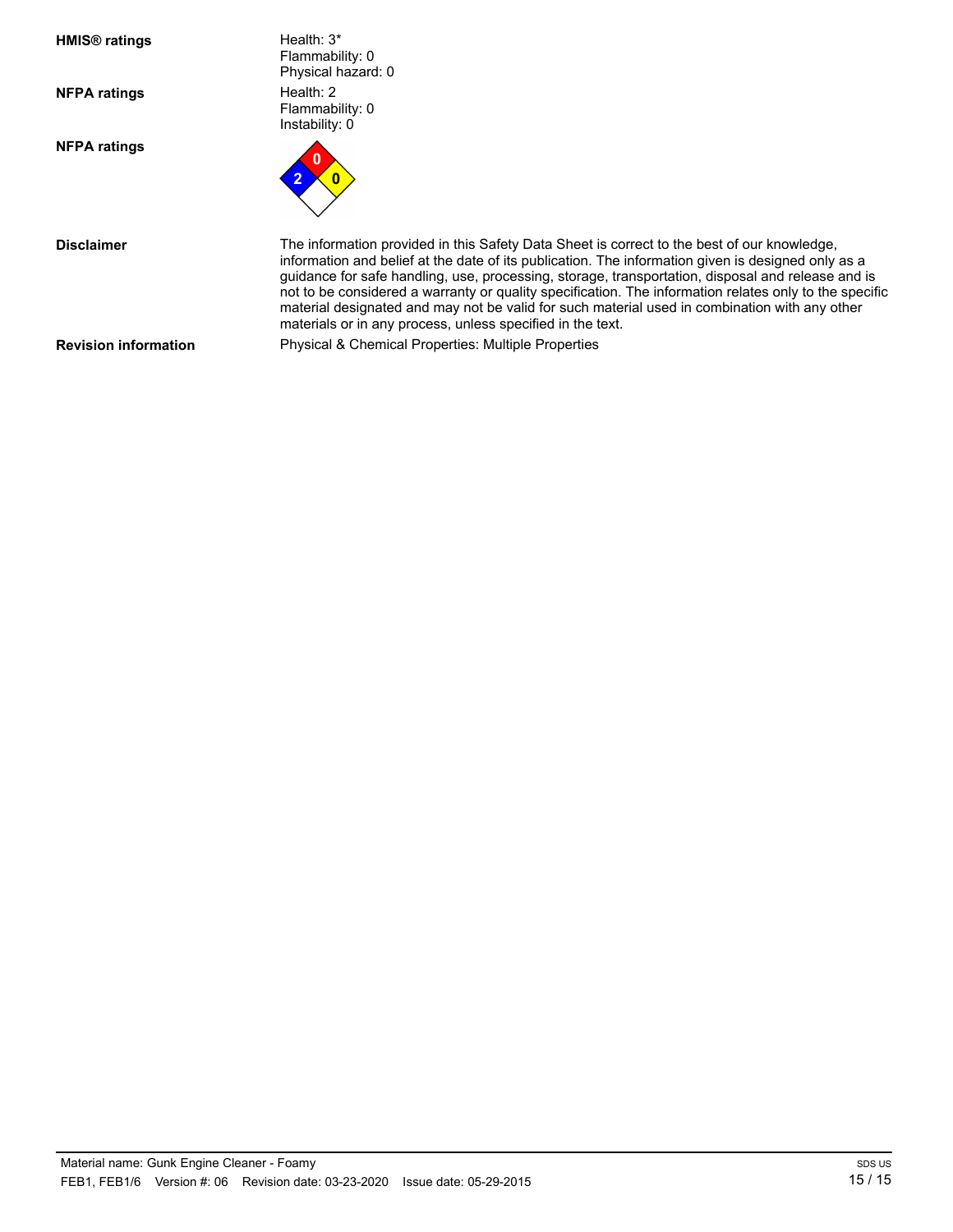**HMIS® ratings**

Health: 3*
Flammability: 0
Physical hazard: 0

**NFPA ratings**

Health: 2
Flammability: 0
Instability: 0

**NFPA ratings**

0
2
0

**Disclaimer**

The information provided in this Safety Data Sheet is correct to the best of our knowledge, information and belief at the date of its publication. The information given is designed only as a guidance for safe handling, use, processing, storage, transportation, disposal and release and is not to be considered a warranty or quality specification. The information relates only to the specific material designated and may not be valid for such material used in combination with any other materials or in any process, unless specified in the text.

**Revision information**

Physical & Chemical Properties: Multiple Properties